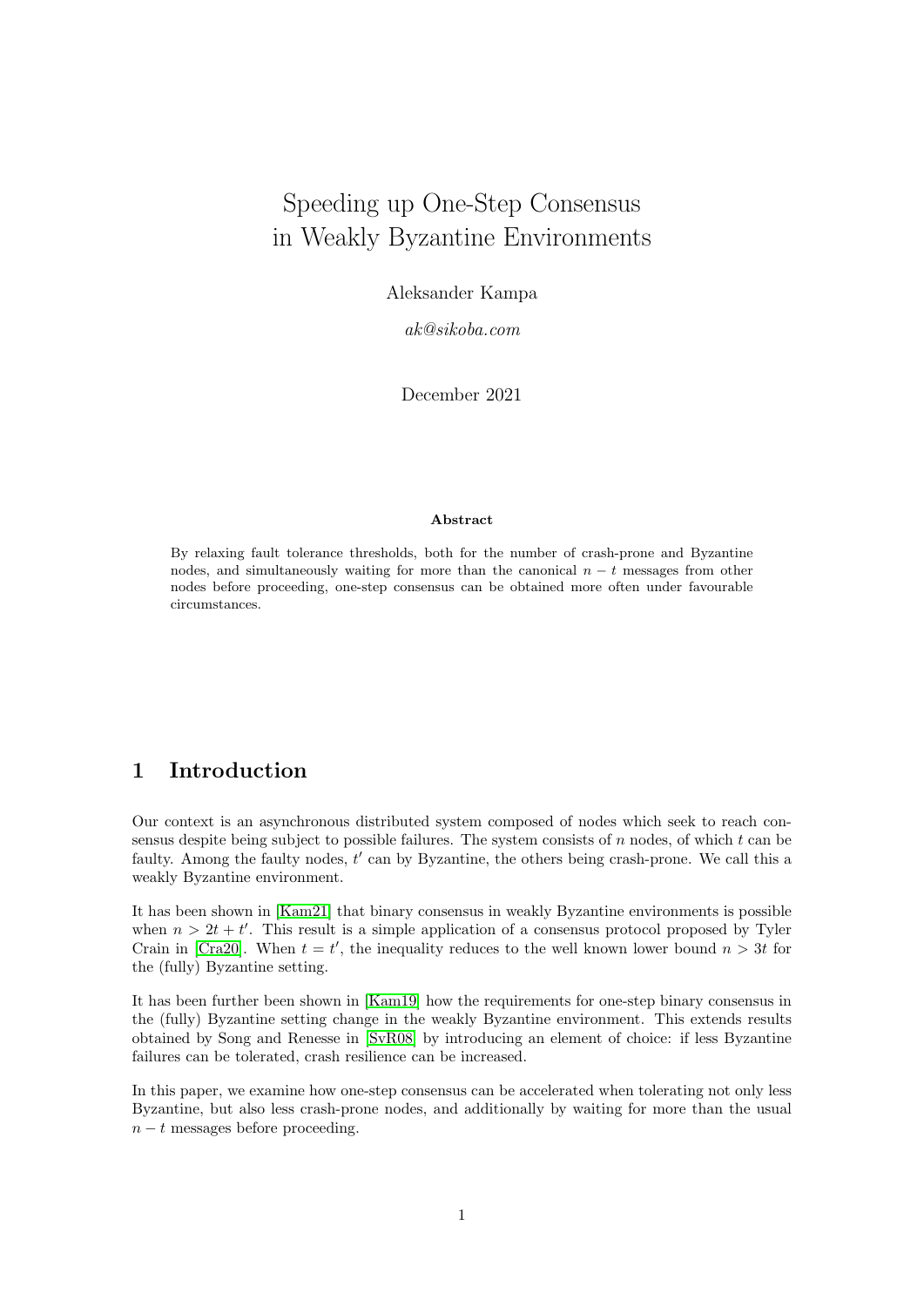# Speeding up One-Step Consensus in Weakly Byzantine Environments

Aleksander Kampa

*ak@sikoba.com*

December 2021

**Abstract**

By relaxing fault tolerance thresholds, both for the number of crash-prone and Byzantine nodes, and simultaneously waiting for more than the canonical $n - t$ messages from other nodes before proceeding, one-step consensus can be obtained more often under favourable circumstances.

## 1 Introduction

Our context is an asynchronous distributed system composed of nodes which seek to reach consensus despite being subject to possible failures. The system consists of $n$ nodes, of which $t$ can be faulty. Among the faulty nodes, $t'$ can by Byzantine, the others being crash-prone. We call this a weakly Byzantine environment.

It has been shown in [Kam21] that binary consensus in weakly Byzantine environments is possible when $n > 2t + t'$. This result is a simple application of a consensus protocol proposed by Tyler Crain in [Cra20]. When $t = t'$, the inequality reduces to the well known lower bound $n > 3t$ for the (fully) Byzantine setting.

It has been further been shown in [Kam19] how the requirements for one-step binary consensus in the (fully) Byzantine setting change in the weakly Byzantine environment. This extends results obtained by Song and Renesse in [SvR08] by introducing an element of choice: if less Byzantine failures can be tolerated, crash resilience can be increased.

In this paper, we examine how one-step consensus can be accelerated when tolerating not only less Byzantine, but also less crash-prone nodes, and additionally by waiting for more than the usual $n - t$ messages before proceeding.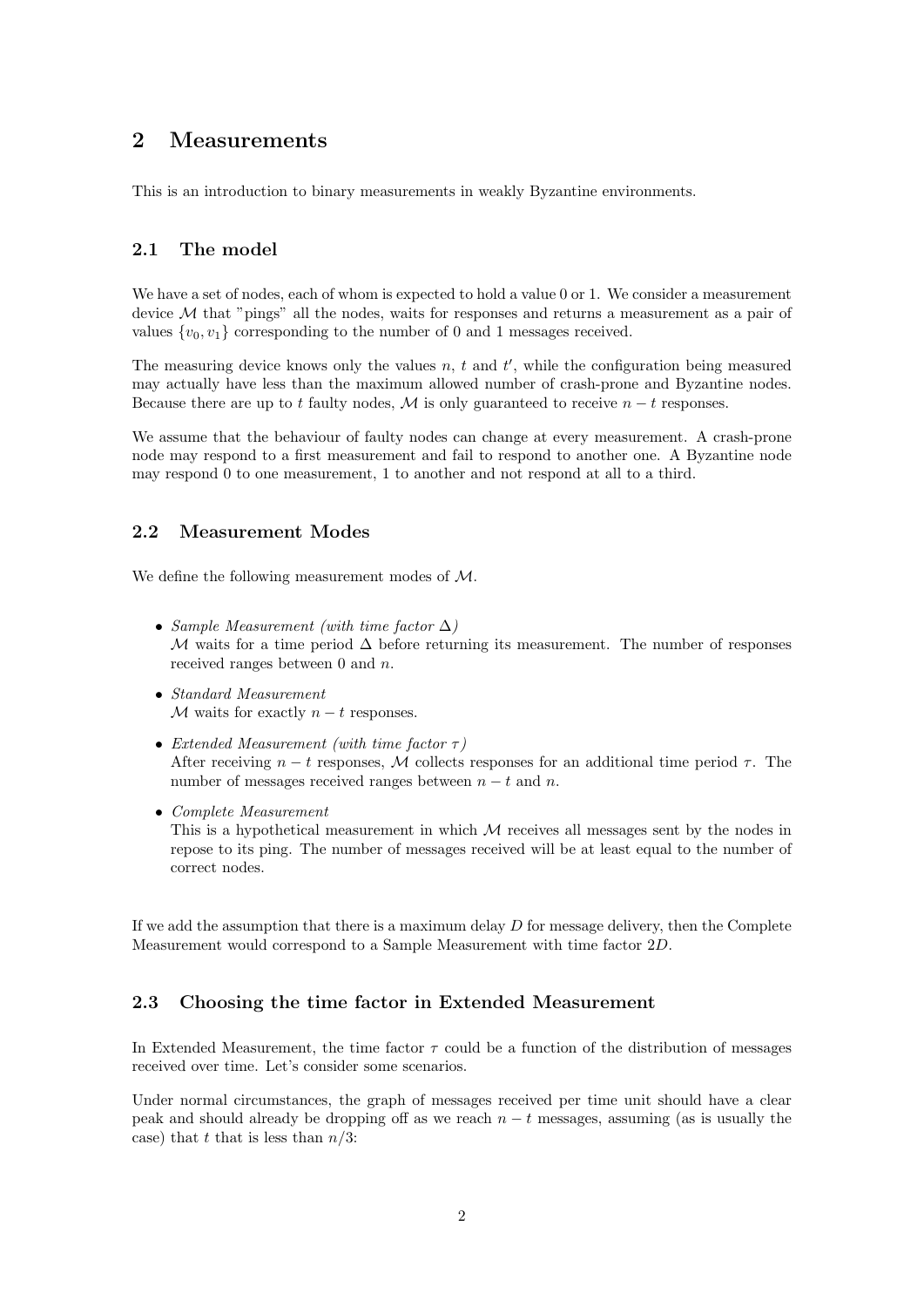## 2 Measurements

This is an introduction to binary measurements in weakly Byzantine environments.

### 2.1 The model

We have a set of nodes, each of whom is expected to hold a value 0 or 1. We consider a measurement device $\mathcal{M}$ that "pings" all the nodes, waits for responses and returns a measurement as a pair of values $\{v_0, v_1\}$ corresponding to the number of 0 and 1 messages received.

The measuring device knows only the values $n$, $t$ and $t'$, while the configuration being measured may actually have less than the maximum allowed number of crash-prone and Byzantine nodes. Because there are up to $t$ faulty nodes, $\mathcal{M}$ is only guaranteed to receive $n - t$ responses.

We assume that the behaviour of faulty nodes can change at every measurement. A crash-prone node may respond to a first measurement and fail to respond to another one. A Byzantine node may respond 0 to one measurement, 1 to another and not respond at all to a third.

### 2.2 Measurement Modes

We define the following measurement modes of $\mathcal{M}$.

- *Sample Measurement (with time factor $\Delta$)*
  $\mathcal{M}$ waits for a time period $\Delta$ before returning its measurement. The number of responses received ranges between 0 and $n$.
- *Standard Measurement*
  $\mathcal{M}$ waits for exactly $n - t$ responses.
- *Extended Measurement (with time factor $\tau$)*
  After receiving $n - t$ responses, $\mathcal{M}$ collects responses for an additional time period $\tau$. The number of messages received ranges between $n - t$ and $n$.
- *Complete Measurement*
  This is a hypothetical measurement in which $\mathcal{M}$ receives all messages sent by the nodes in repose to its ping. The number of messages received will be at least equal to the number of correct nodes.

If we add the assumption that there is a maximum delay $D$ for message delivery, then the Complete Measurement would correspond to a Sample Measurement with time factor $2D$.

### 2.3 Choosing the time factor in Extended Measurement

In Extended Measurement, the time factor $\tau$ could be a function of the distribution of messages received over time. Let's consider some scenarios.

Under normal circumstances, the graph of messages received per time unit should have a clear peak and should already be dropping off as we reach $n - t$ messages, assuming (as is usually the case) that $t$ that is less than $n/3$: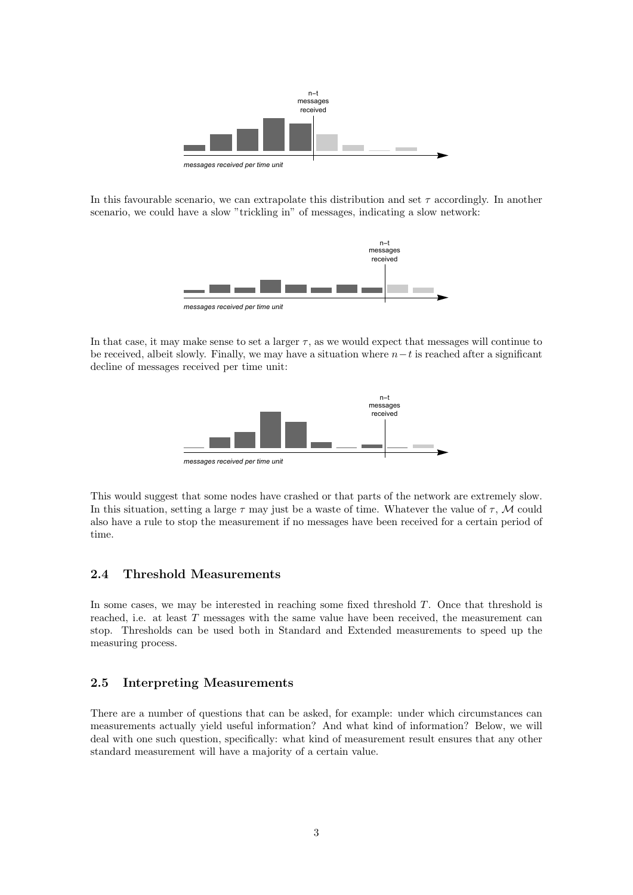In this favourable scenario, we can extrapolate this distribution and set $\tau$ accordingly. In another scenario, we could have a slow "trickling in" of messages, indicating a slow network:

In that case, it may make sense to set a larger $\tau$, as we would expect that messages will continue to be received, albeit slowly. Finally, we may have a situation where $n-t$ is reached after a significant decline of messages received per time unit:

This would suggest that some nodes have crashed or that parts of the network are extremely slow. In this situation, setting a large $\tau$ may just be a waste of time. Whatever the value of $\tau$, $\mathcal{M}$ could also have a rule to stop the measurement if no messages have been received for a certain period of time.

## 2.4 Threshold Measurements

In some cases, we may be interested in reaching some fixed threshold $T$. Once that threshold is reached, i.e. at least $T$ messages with the same value have been received, the measurement can stop. Thresholds can be used both in Standard and Extended measurements to speed up the measuring process.

## 2.5 Interpreting Measurements

There are a number of questions that can be asked, for example: under which circumstances can measurements actually yield useful information? And what kind of information? Below, we will deal with one such question, specifically: what kind of measurement result ensures that any other standard measurement will have a majority of a certain value.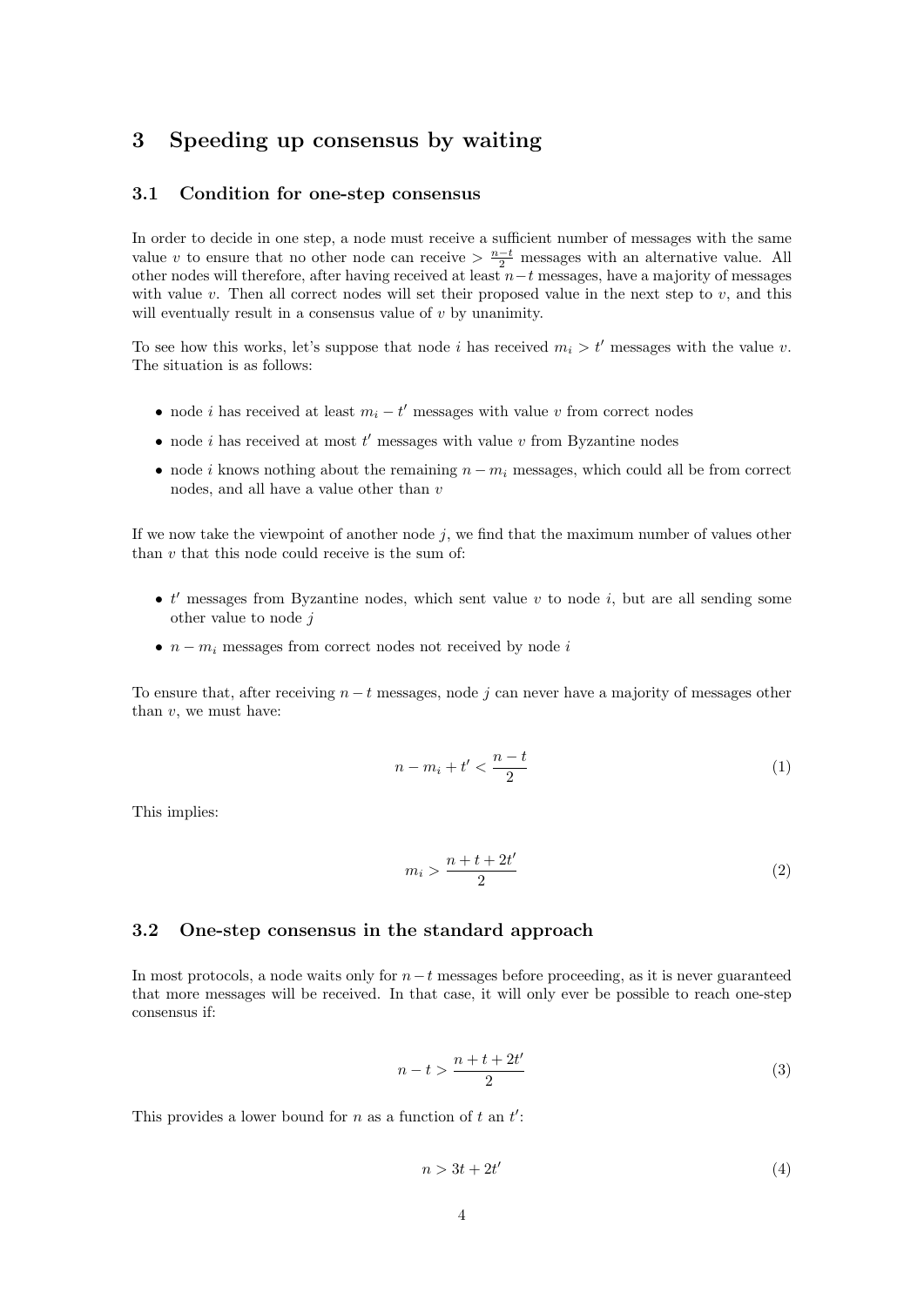## 3 Speeding up consensus by waiting

### 3.1 Condition for one-step consensus

In order to decide in one step, a node must receive a sufficient number of messages with the same value $v$ to ensure that no other node can receive $> \frac{n-t}{2}$ messages with an alternative value. All other nodes will therefore, after having received at least $n-t$ messages, have a majority of messages with value $v$. Then all correct nodes will set their proposed value in the next step to $v$, and this will eventually result in a consensus value of $v$ by unanimity.

To see how this works, let's suppose that node $i$ has received $m_i > t'$ messages with the value $v$. The situation is as follows:

- node $i$ has received at least $m_i - t'$ messages with value $v$ from correct nodes
- node $i$ has received at most $t'$ messages with value $v$ from Byzantine nodes
- node $i$ knows nothing about the remaining $n - m_i$ messages, which could all be from correct nodes, and all have a value other than $v$

If we now take the viewpoint of another node $j$, we find that the maximum number of values other than $v$ that this node could receive is the sum of:

- $t'$ messages from Byzantine nodes, which sent value $v$ to node $i$, but are all sending some other value to node $j$
- $n - m_i$ messages from correct nodes not received by node $i$

To ensure that, after receiving $n-t$ messages, node $j$ can never have a majority of messages other than $v$, we must have:

$$n - m_i + t' < \frac{n-t}{2} \tag{1}$$

This implies:

$$m_i > \frac{n+t+2t'}{2} \tag{2}$$

### 3.2 One-step consensus in the standard approach

In most protocols, a node waits only for $n-t$ messages before proceeding, as it is never guaranteed that more messages will be received. In that case, it will only ever be possible to reach one-step consensus if:

$$n - t > \frac{n+t+2t'}{2} \tag{3}$$

This provides a lower bound for $n$ as a function of $t$ an $t'$:

$$n > 3t + 2t' \tag{4}$$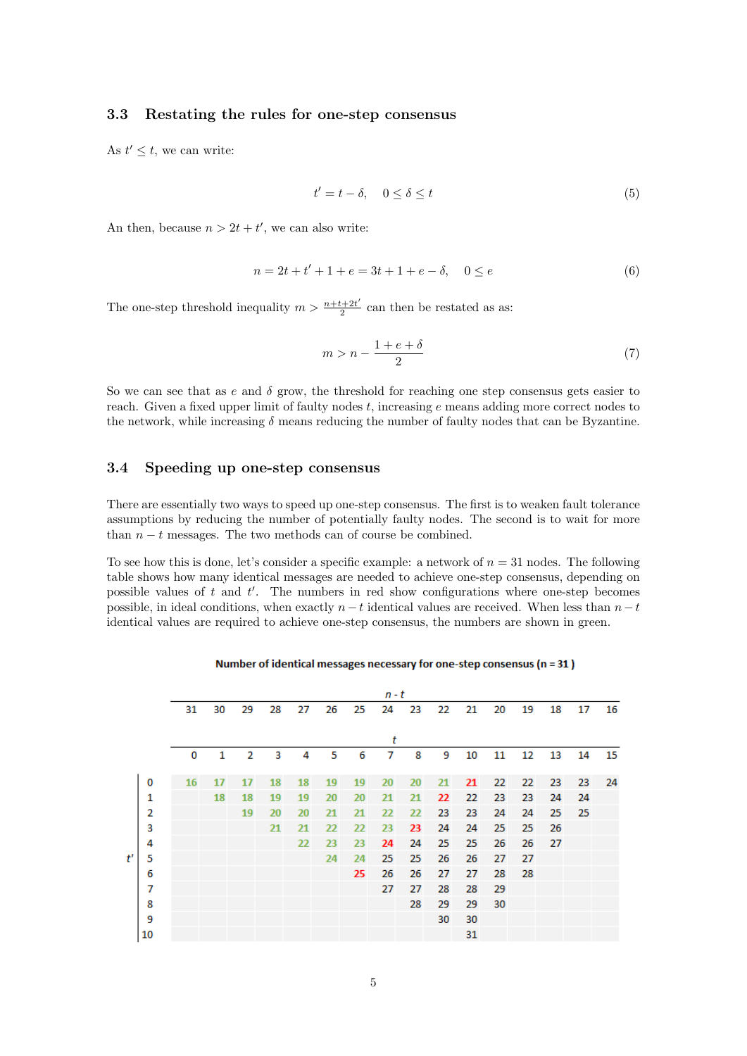### 3.3 Restating the rules for one-step consensus

As $t' \leq t$, we can write:

$$t' = t - \delta, \quad 0 \leq \delta \leq t \tag{5}$$

An then, because $n > 2t + t'$, we can also write:

$$n = 2t + t' + 1 + e = 3t + 1 + e - \delta, \quad 0 \leq e \tag{6}$$

The one-step threshold inequality $m > \frac{n+t+2t'}{2}$ can then be restated as as:

$$m > n - \frac{1 + e + \delta}{2} \tag{7}$$

So we can see that as $e$ and $\delta$ grow, the threshold for reaching one step consensus gets easier to reach. Given a fixed upper limit of faulty nodes $t$, increasing $e$ means adding more correct nodes to the network, while increasing $\delta$ means reducing the number of faulty nodes that can be Byzantine.

### 3.4 Speeding up one-step consensus

There are essentially two ways to speed up one-step consensus. The first is to weaken fault tolerance assumptions by reducing the number of potentially faulty nodes. The second is to wait for more than $n - t$ messages. The two methods can of course be combined.

To see how this is done, let's consider a specific example: a network of $n = 31$ nodes. The following table shows how many identical messages are needed to achieve one-step consensus, depending on possible values of $t$ and $t'$. The numbers in red show configurations where one-step becomes possible, in ideal conditions, when exactly $n - t$ identical values are received. When less than $n - t$ identical values are required to achieve one-step consensus, the numbers are shown in green.

**Number of identical messages necessary for one-step consensus (n = 31 )**

| | *n - t* | | | | | | | | | | | | | | | |
|---|---|---|---|---|---|---|---|---|---|---|---|---|---|---|---|---|
| | 31 | 30 | 29 | 28 | 27 | 26 | 25 | 24 | 23 | 22 | 21 | 20 | 19 | 18 | 17 | 16 |
| | *t* | | | | | | | | | | | | | | | |
| *t'* | 0 | 1 | 2 | 3 | 4 | 5 | 6 | 7 | 8 | 9 | 10 | 11 | 12 | 13 | 14 | 15 |
| 0 | 16 | 17 | 17 | 18 | 18 | 19 | 19 | 20 | 20 | 21 | 21 | 22 | 22 | 23 | 23 | 24 |
| 1 | | 18 | 18 | 19 | 19 | 20 | 20 | 21 | 21 | 22 | 22 | 23 | 23 | 24 | 24 | |
| 2 | | | 19 | 20 | 20 | 21 | 21 | 22 | 22 | 23 | 23 | 24 | 24 | 25 | 25 | |
| 3 | | | | 21 | 21 | 22 | 22 | 23 | 23 | 24 | 24 | 25 | 25 | 26 | | |
| 4 | | | | | 22 | 23 | 23 | 24 | 24 | 25 | 25 | 26 | 26 | 27 | | |
| 5 | | | | | | 24 | 24 | 25 | 25 | 26 | 26 | 27 | 27 | | | |
| 6 | | | | | | | 25 | 26 | 26 | 27 | 27 | 28 | 28 | | | |
| 7 | | | | | | | | 27 | 27 | 28 | 28 | 29 | | | | |
| 8 | | | | | | | | | 28 | 29 | 29 | 30 | | | | |
| 9 | | | | | | | | | | 30 | 30 | | | | | |
| 10 | | | | | | | | | | | 31 | | | | | |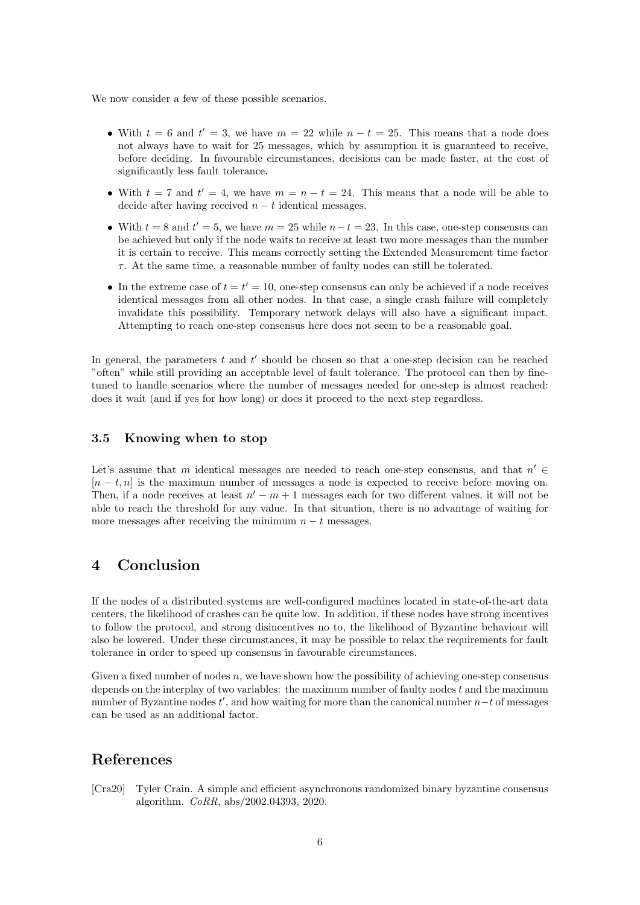We now consider a few of these possible scenarios.

- With $t = 6$ and $t' = 3$, we have $m = 22$ while $n - t = 25$. This means that a node does not always have to wait for 25 messages, which by assumption it is guaranteed to receive, before deciding. In favourable circumstances, decisions can be made faster, at the cost of significantly less fault tolerance.
- With $t = 7$ and $t' = 4$, we have $m = n - t = 24$. This means that a node will be able to decide after having received $n - t$ identical messages.
- With $t = 8$ and $t' = 5$, we have $m = 25$ while $n - t = 23$. In this case, one-step consensus can be achieved but only if the node waits to receive at least two more messages than the number it is certain to receive. This means correctly setting the Extended Measurement time factor $\tau$. At the same time, a reasonable number of faulty nodes can still be tolerated.
- In the extreme case of $t = t' = 10$, one-step consensus can only be achieved if a node receives identical messages from all other nodes. In that case, a single crash failure will completely invalidate this possibility. Temporary network delays will also have a significant impact. Attempting to reach one-step consensus here does not seem to be a reasonable goal.

In general, the parameters $t$ and $t'$ should be chosen so that a one-step decision can be reached "often" while still providing an acceptable level of fault tolerance. The protocol can then by fine-tuned to handle scenarios where the number of messages needed for one-step is almost reached: does it wait (and if yes for how long) or does it proceed to the next step regardless.

### 3.5 Knowing when to stop

Let's assume that $m$ identical messages are needed to reach one-step consensus, and that $n' \in [n - t, n]$ is the maximum number of messages a node is expected to receive before moving on. Then, if a node receives at least $n' - m + 1$ messages each for two different values, it will not be able to reach the threshold for any value. In that situation, there is no advantage of waiting for more messages after receiving the minimum $n - t$ messages.

## 4 Conclusion

If the nodes of a distributed systems are well-configured machines located in state-of-the-art data centers, the likelihood of crashes can be quite low. In addition, if these nodes have strong incentives to follow the protocol, and strong disincentives no to, the likelihood of Byzantine behaviour will also be lowered. Under these circumstances, it may be possible to relax the requirements for fault tolerance in order to speed up consensus in favourable circumstances.

Given a fixed number of nodes $n$, we have shown how the possibility of achieving one-step consensus depends on the interplay of two variables: the maximum number of faulty nodes $t$ and the maximum number of Byzantine nodes $t'$, and how waiting for more than the canonical number $n-t$ of messages can be used as an additional factor.

## References

[Cra20] Tyler Crain. A simple and efficient asynchronous randomized binary byzantine consensus algorithm. *CoRR*, abs/2002.04393, 2020.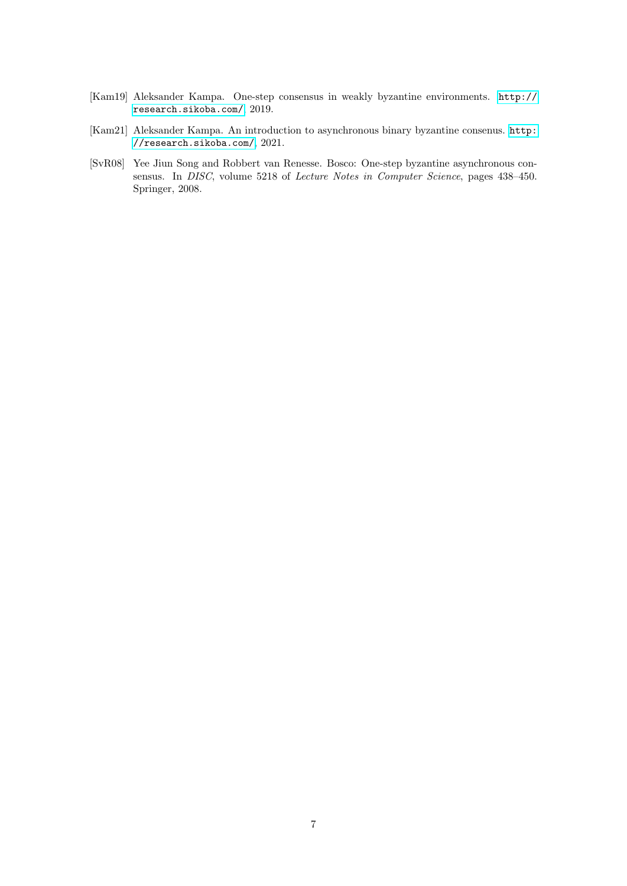[Kam19] Aleksander Kampa. One-step consensus in weakly byzantine environments. http://research.sikoba.com/, 2019.

[Kam21] Aleksander Kampa. An introduction to asynchronous binary byzantine consenus. http://research.sikoba.com/, 2021.

[SvR08] Yee Jiun Song and Robbert van Renesse. Bosco: One-step byzantine asynchronous consensus. In *DISC*, volume 5218 of *Lecture Notes in Computer Science*, pages 438–450. Springer, 2008.